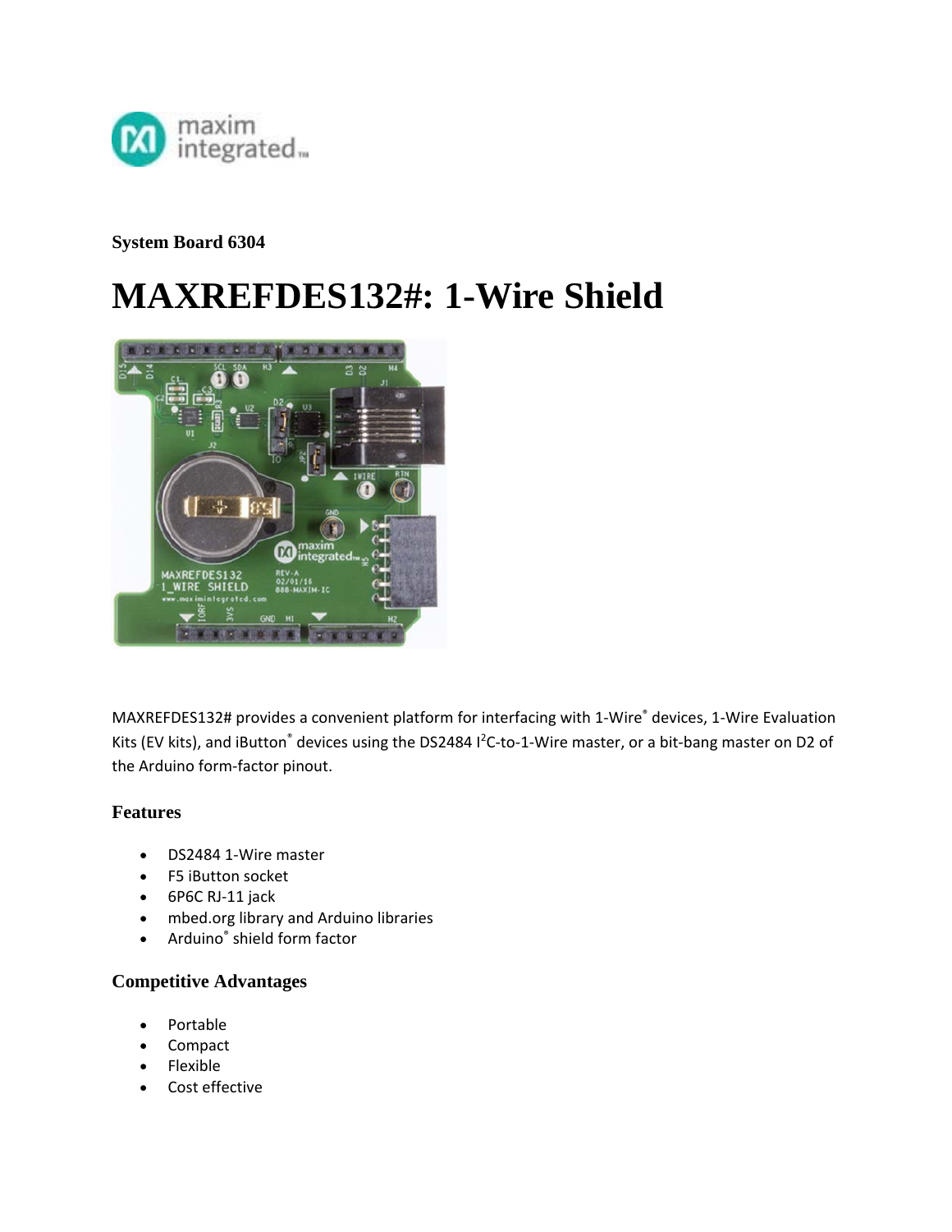**System Board 6304**

# MAXREFDES132#: 1-Wire Shield

MAXREFDES132# provides a convenient platform for interfacing with 1-Wire® devices, 1-Wire Evaluation Kits (EV kits), and iButton® devices using the DS2484 $I^2C$-to-1-Wire master, or a bit-bang master on D2 of the Arduino form-factor pinout.

### Features

- DS2484 1-Wire master
- F5 iButton socket
- 6P6C RJ-11 jack
- mbed.org library and Arduino libraries
- Arduino® shield form factor

### Competitive Advantages

- Portable
- Compact
- Flexible
- Cost effective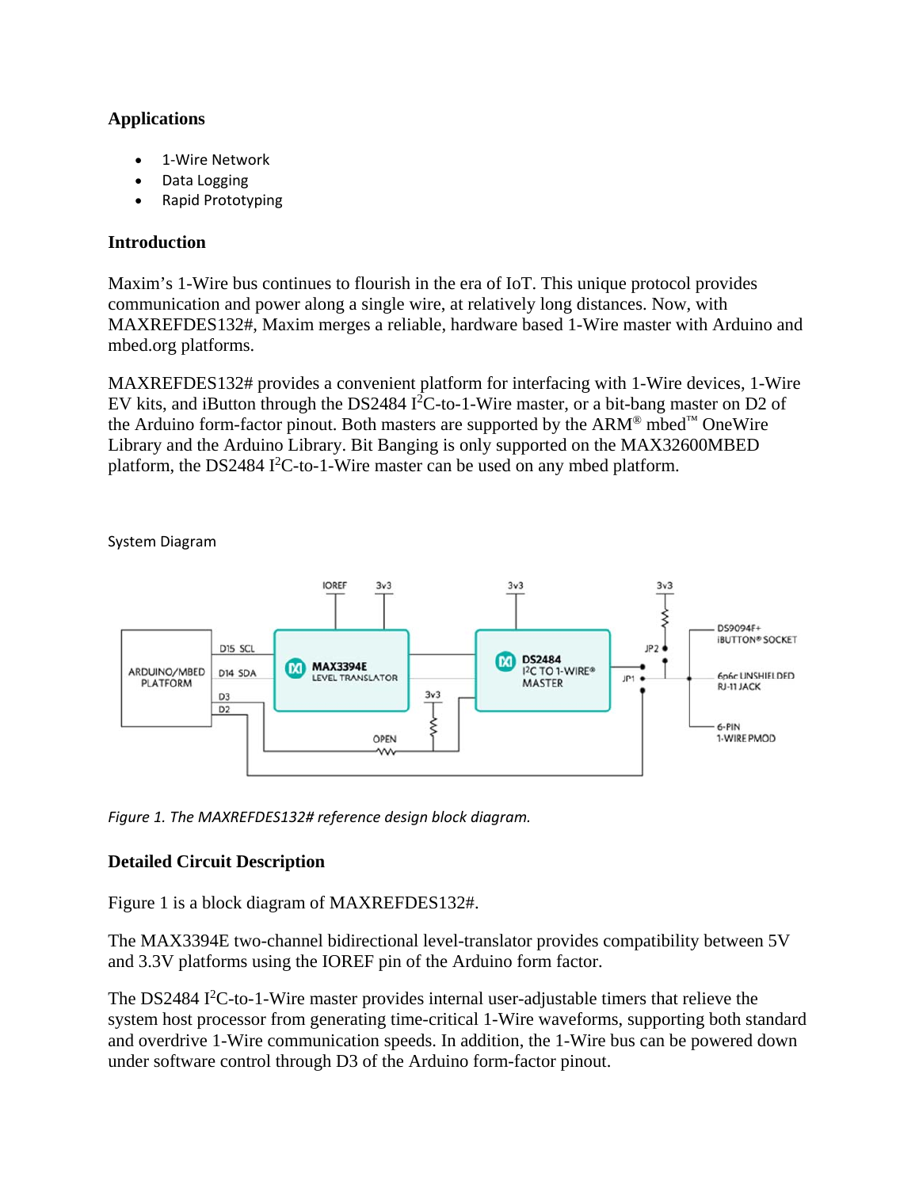### Applications

- 1-Wire Network
- Data Logging
- Rapid Prototyping

### Introduction

Maxim's 1-Wire bus continues to flourish in the era of IoT. This unique protocol provides communication and power along a single wire, at relatively long distances. Now, with MAXREFDES132#, Maxim merges a reliable, hardware based 1-Wire master with Arduino and mbed.org platforms.

MAXREFDES132# provides a convenient platform for interfacing with 1-Wire devices, 1-Wire EV kits, and iButton through the DS2484 I²C-to-1-Wire master, or a bit-bang master on D2 of the Arduino form-factor pinout. Both masters are supported by the ARM® mbed™ OneWire Library and the Arduino Library. Bit Banging is only supported on the MAX32600MBED platform, the DS2484 I²C-to-1-Wire master can be used on any mbed platform.

System Diagram

*Figure 1. The MAXREFDES132# reference design block diagram.*

### Detailed Circuit Description

Figure 1 is a block diagram of MAXREFDES132#.

The MAX3394E two-channel bidirectional level-translator provides compatibility between 5V and 3.3V platforms using the IOREF pin of the Arduino form factor.

The DS2484 I²C-to-1-Wire master provides internal user-adjustable timers that relieve the system host processor from generating time-critical 1-Wire waveforms, supporting both standard and overdrive 1-Wire communication speeds. In addition, the 1-Wire bus can be powered down under software control through D3 of the Arduino form-factor pinout.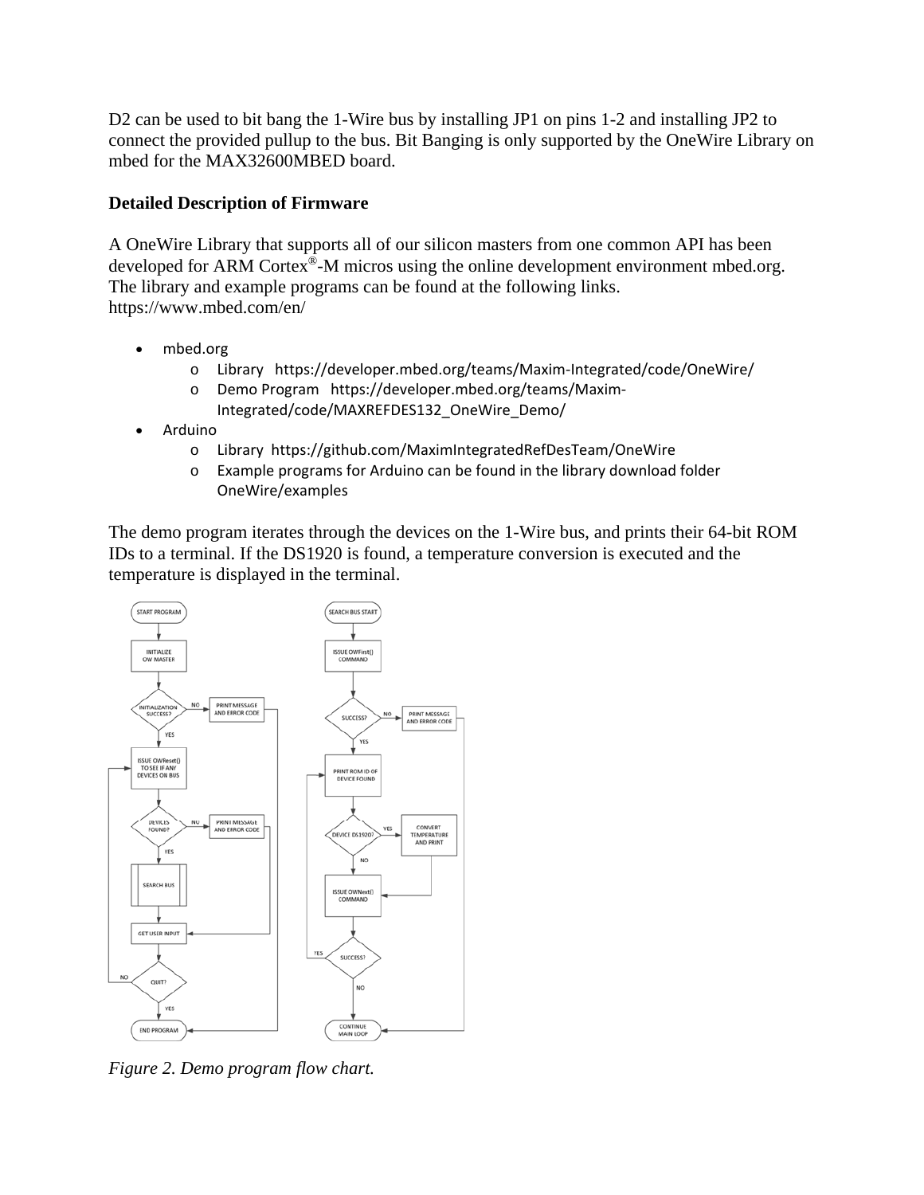D2 can be used to bit bang the 1-Wire bus by installing JP1 on pins 1-2 and installing JP2 to connect the provided pullup to the bus. Bit Banging is only supported by the OneWire Library on mbed for the MAX32600MBED board.

**Detailed Description of Firmware**

A OneWire Library that supports all of our silicon masters from one common API has been developed for ARM Cortex®-M micros using the online development environment mbed.org. The library and example programs can be found at the following links. https://www.mbed.com/en/

- mbed.org
  - Library https://developer.mbed.org/teams/Maxim-Integrated/code/OneWire/
  - Demo Program https://developer.mbed.org/teams/Maxim-Integrated/code/MAXREFDES132_OneWire_Demo/
- Arduino
  - Library https://github.com/MaximIntegratedRefDesTeam/OneWire
  - Example programs for Arduino can be found in the library download folder OneWire/examples

The demo program iterates through the devices on the 1-Wire bus, and prints their 64-bit ROM IDs to a terminal. If the DS1920 is found, a temperature conversion is executed and the temperature is displayed in the terminal.

*Figure 2. Demo program flow chart.*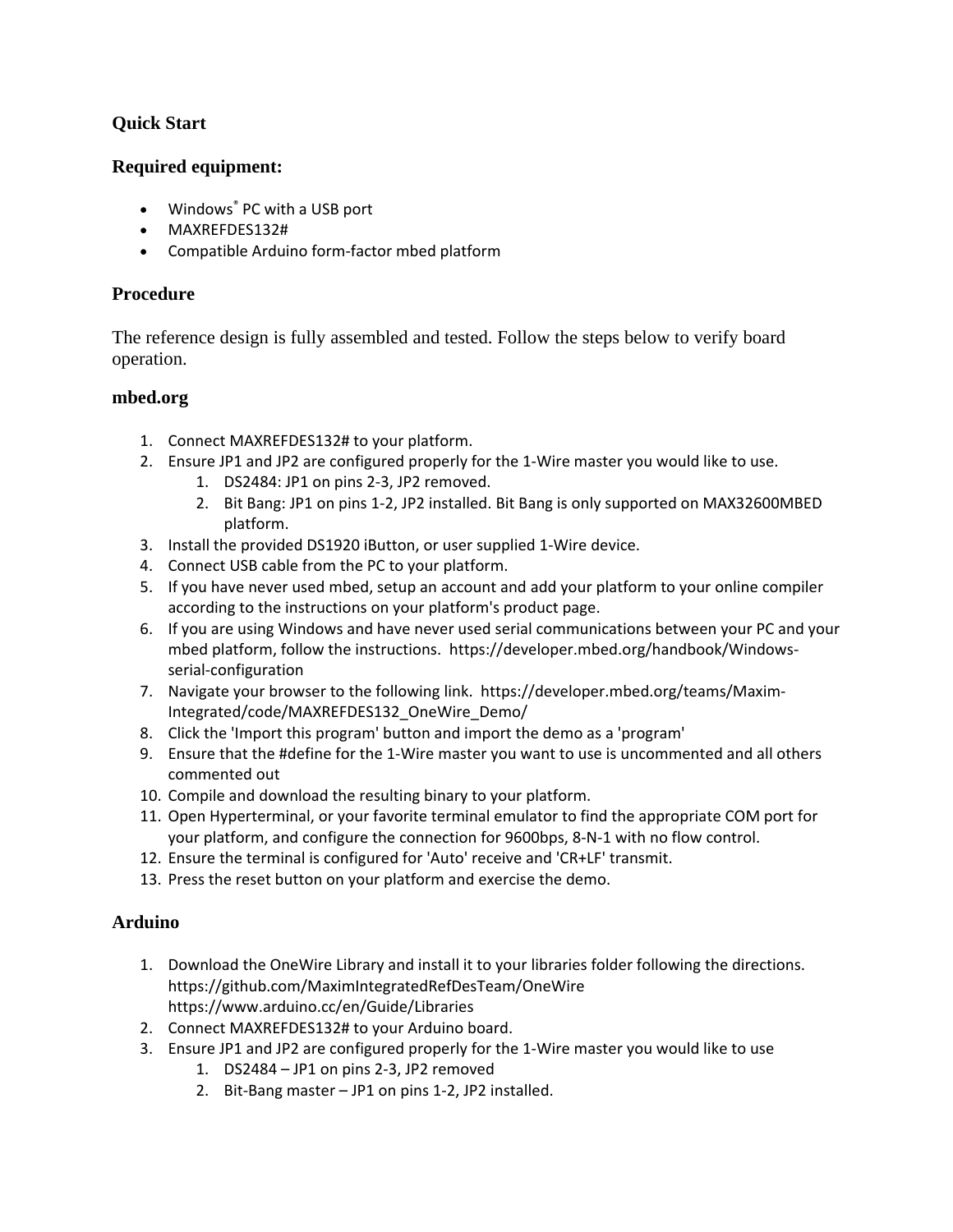## Quick Start

### Required equipment:

- Windows® PC with a USB port
- MAXREFDES132#
- Compatible Arduino form-factor mbed platform

### Procedure

The reference design is fully assembled and tested. Follow the steps below to verify board operation.

### mbed.org

1. Connect MAXREFDES132# to your platform.
2. Ensure JP1 and JP2 are configured properly for the 1-Wire master you would like to use.
   1. DS2484: JP1 on pins 2-3, JP2 removed.
   2. Bit Bang: JP1 on pins 1-2, JP2 installed. Bit Bang is only supported on MAX32600MBED platform.
3. Install the provided DS1920 iButton, or user supplied 1-Wire device.
4. Connect USB cable from the PC to your platform.
5. If you have never used mbed, setup an account and add your platform to your online compiler according to the instructions on your platform's product page.
6. If you are using Windows and have never used serial communications between your PC and your mbed platform, follow the instructions. https://developer.mbed.org/handbook/Windows-serial-configuration
7. Navigate your browser to the following link. https://developer.mbed.org/teams/Maxim-Integrated/code/MAXREFDES132_OneWire_Demo/
8. Click the 'Import this program' button and import the demo as a 'program'
9. Ensure that the #define for the 1-Wire master you want to use is uncommented and all others commented out
10. Compile and download the resulting binary to your platform.
11. Open Hyperterminal, or your favorite terminal emulator to find the appropriate COM port for your platform, and configure the connection for 9600bps, 8-N-1 with no flow control.
12. Ensure the terminal is configured for 'Auto' receive and 'CR+LF' transmit.
13. Press the reset button on your platform and exercise the demo.

### Arduino

1. Download the OneWire Library and install it to your libraries folder following the directions.
   https://github.com/MaximIntegratedRefDesTeam/OneWire
   https://www.arduino.cc/en/Guide/Libraries
2. Connect MAXREFDES132# to your Arduino board.
3. Ensure JP1 and JP2 are configured properly for the 1-Wire master you would like to use
   1. DS2484 – JP1 on pins 2-3, JP2 removed
   2. Bit-Bang master – JP1 on pins 1-2, JP2 installed.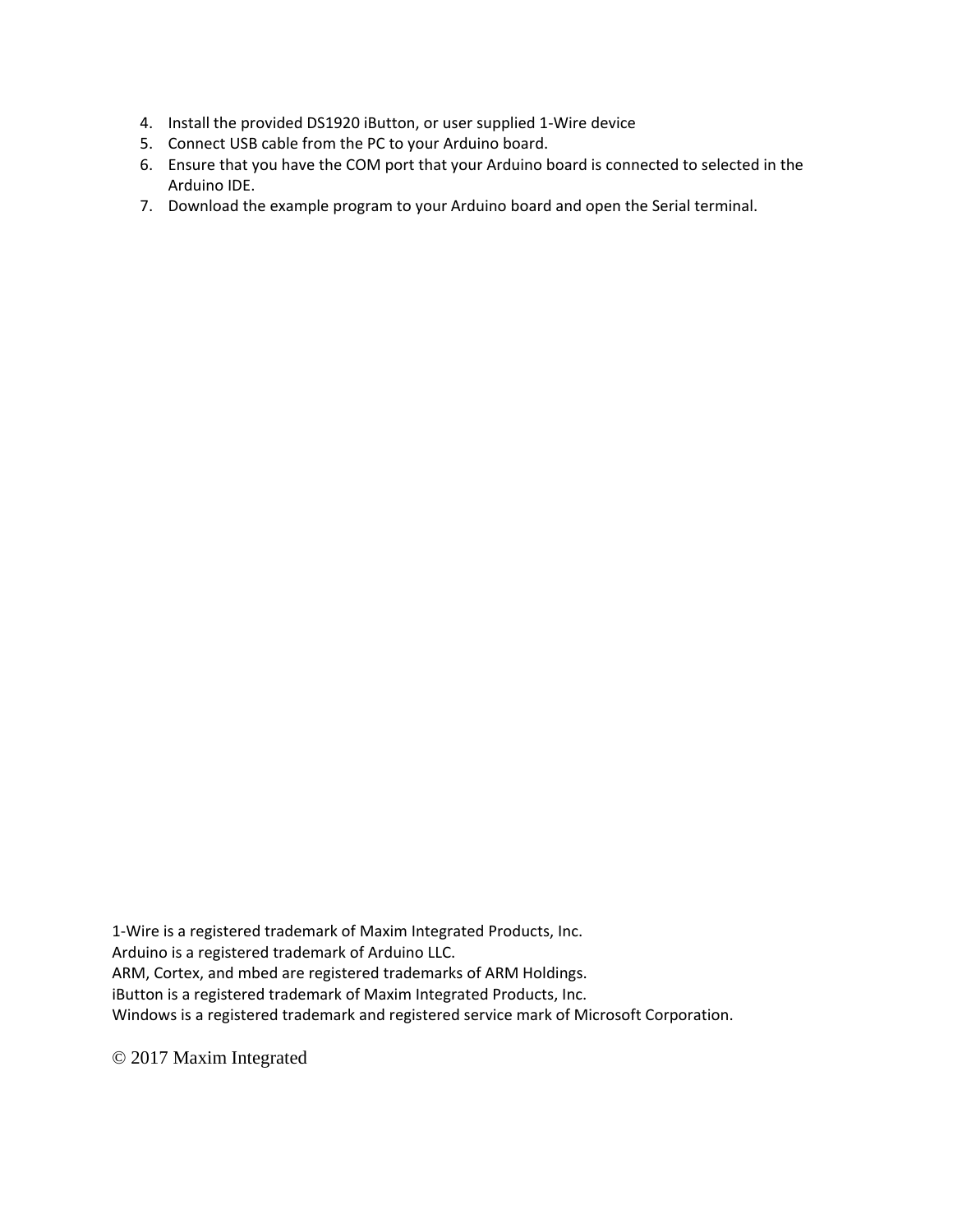4. Install the provided DS1920 iButton, or user supplied 1-Wire device
5. Connect USB cable from the PC to your Arduino board.
6. Ensure that you have the COM port that your Arduino board is connected to selected in the Arduino IDE.
7. Download the example program to your Arduino board and open the Serial terminal.

1-Wire is a registered trademark of Maxim Integrated Products, Inc.
Arduino is a registered trademark of Arduino LLC.
ARM, Cortex, and mbed are registered trademarks of ARM Holdings.
iButton is a registered trademark of Maxim Integrated Products, Inc.
Windows is a registered trademark and registered service mark of Microsoft Corporation.

© 2017 Maxim Integrated